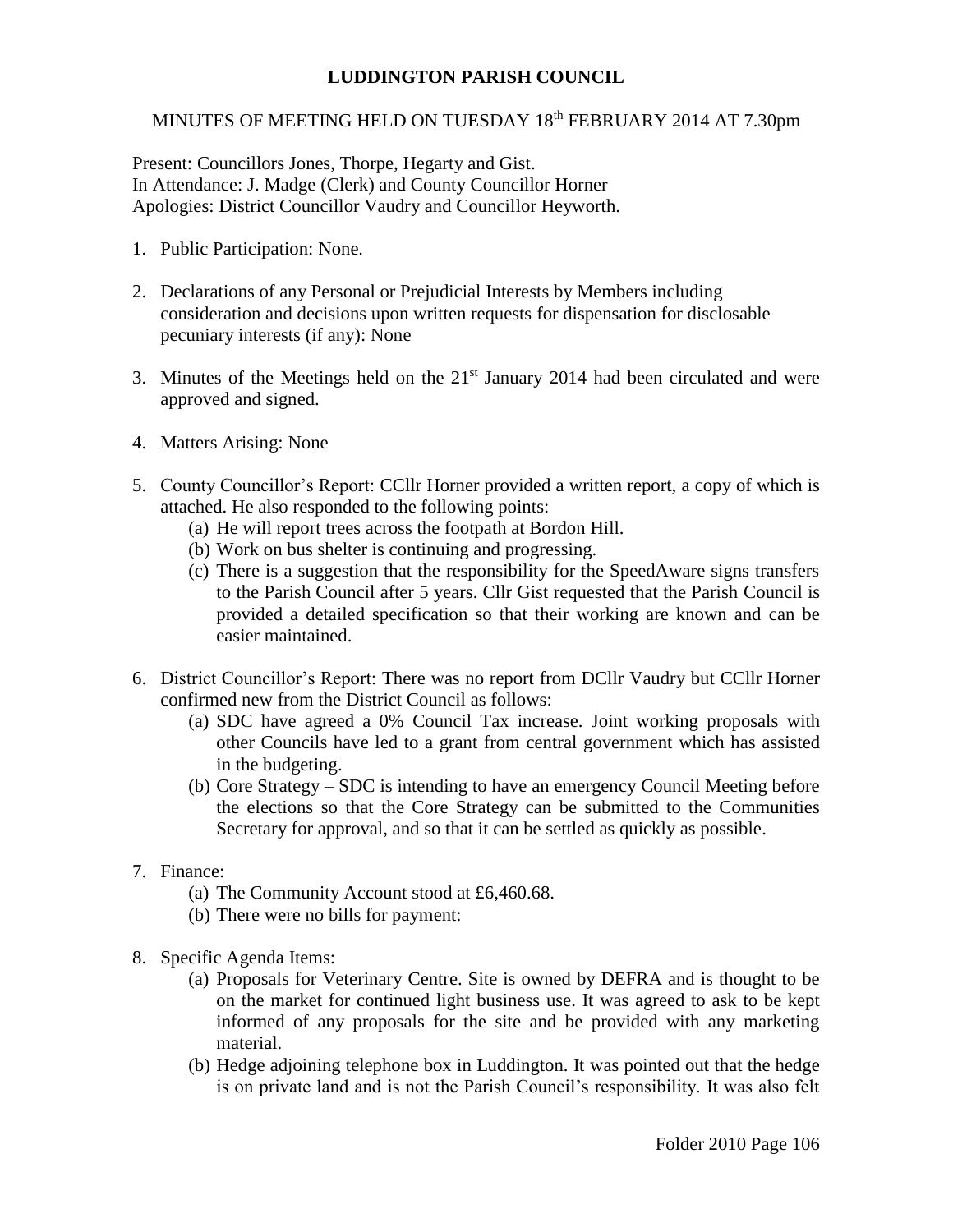# LUDDINGTON PARISH COUNCIL

MINUTES OF MEETING HELD ON TUESDAY 18th FEBRUARY 2014 AT 7.30pm

Present: Councillors Jones, Thorpe, Hegarty and Gist.
In Attendance: J. Madge (Clerk) and County Councillor Horner
Apologies: District Councillor Vaudry and Councillor Heyworth.

1. Public Participation: None.

2. Declarations of any Personal or Prejudicial Interests by Members including consideration and decisions upon written requests for dispensation for disclosable pecuniary interests (if any): None

3. Minutes of the Meetings held on the 21st January 2014 had been circulated and were approved and signed.

4. Matters Arising: None

5. County Councillor's Report: CCllr Horner provided a written report, a copy of which is attached. He also responded to the following points:
   (a) He will report trees across the footpath at Bordon Hill.
   (b) Work on bus shelter is continuing and progressing.
   (c) There is a suggestion that the responsibility for the SpeedAware signs transfers to the Parish Council after 5 years. Cllr Gist requested that the Parish Council is provided a detailed specification so that their working are known and can be easier maintained.

6. District Councillor's Report: There was no report from DCllr Vaudry but CCllr Horner confirmed new from the District Council as follows:
   (a) SDC have agreed a 0% Council Tax increase. Joint working proposals with other Councils have led to a grant from central government which has assisted in the budgeting.
   (b) Core Strategy – SDC is intending to have an emergency Council Meeting before the elections so that the Core Strategy can be submitted to the Communities Secretary for approval, and so that it can be settled as quickly as possible.

7. Finance:
   (a) The Community Account stood at £6,460.68.
   (b) There were no bills for payment:

8. Specific Agenda Items:
   (a) Proposals for Veterinary Centre. Site is owned by DEFRA and is thought to be on the market for continued light business use. It was agreed to ask to be kept informed of any proposals for the site and be provided with any marketing material.
   (b) Hedge adjoining telephone box in Luddington. It was pointed out that the hedge is on private land and is not the Parish Council's responsibility. It was also felt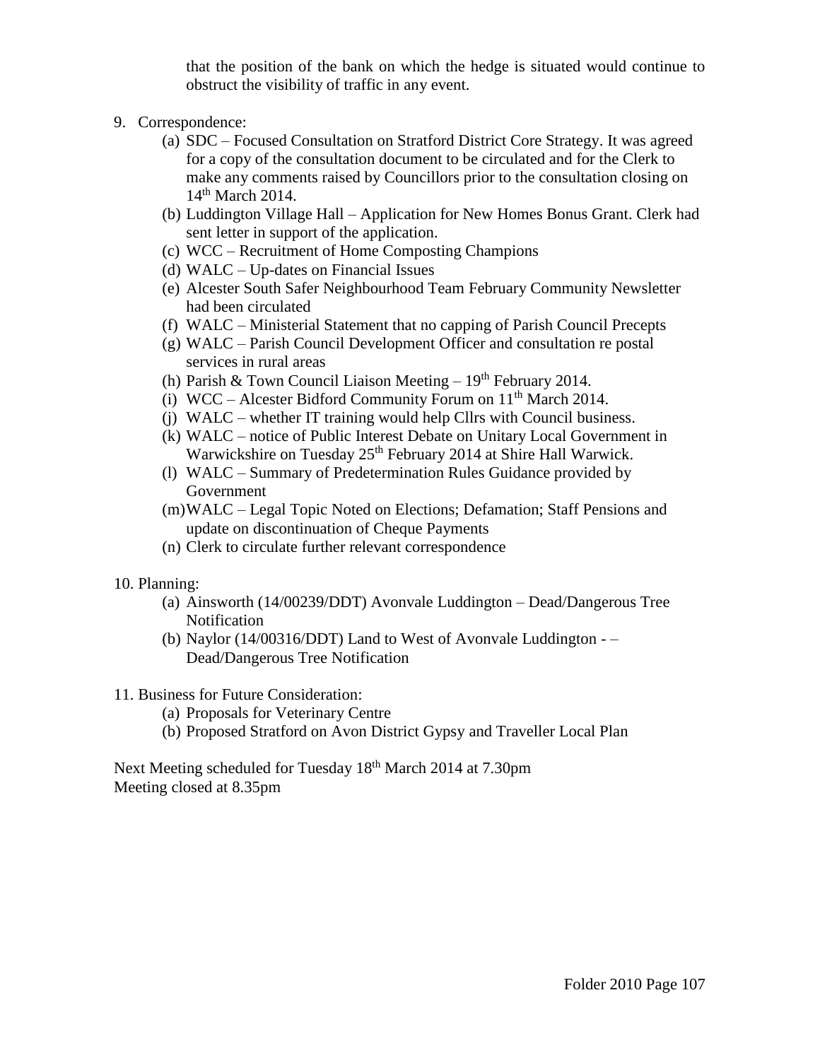that the position of the bank on which the hedge is situated would continue to obstruct the visibility of traffic in any event.

9. Correspondence:
   - (a) SDC – Focused Consultation on Stratford District Core Strategy. It was agreed for a copy of the consultation document to be circulated and for the Clerk to make any comments raised by Councillors prior to the consultation closing on 14th March 2014.
   - (b) Luddington Village Hall – Application for New Homes Bonus Grant. Clerk had sent letter in support of the application.
   - (c) WCC – Recruitment of Home Composting Champions
   - (d) WALC – Up-dates on Financial Issues
   - (e) Alcester South Safer Neighbourhood Team February Community Newsletter had been circulated
   - (f) WALC – Ministerial Statement that no capping of Parish Council Precepts
   - (g) WALC – Parish Council Development Officer and consultation re postal services in rural areas
   - (h) Parish & Town Council Liaison Meeting – 19th February 2014.
   - (i) WCC – Alcester Bidford Community Forum on 11th March 2014.
   - (j) WALC – whether IT training would help Cllrs with Council business.
   - (k) WALC – notice of Public Interest Debate on Unitary Local Government in Warwickshire on Tuesday 25th February 2014 at Shire Hall Warwick.
   - (l) WALC – Summary of Predetermination Rules Guidance provided by Government
   - (m) WALC – Legal Topic Noted on Elections; Defamation; Staff Pensions and update on discontinuation of Cheque Payments
   - (n) Clerk to circulate further relevant correspondence

10. Planning:
    - (a) Ainsworth (14/00239/DDT) Avonvale Luddington – Dead/Dangerous Tree Notification
    - (b) Naylor (14/00316/DDT) Land to West of Avonvale Luddington - – Dead/Dangerous Tree Notification

11. Business for Future Consideration:
    - (a) Proposals for Veterinary Centre
    - (b) Proposed Stratford on Avon District Gypsy and Traveller Local Plan

Next Meeting scheduled for Tuesday 18th March 2014 at 7.30pm
Meeting closed at 8.35pm